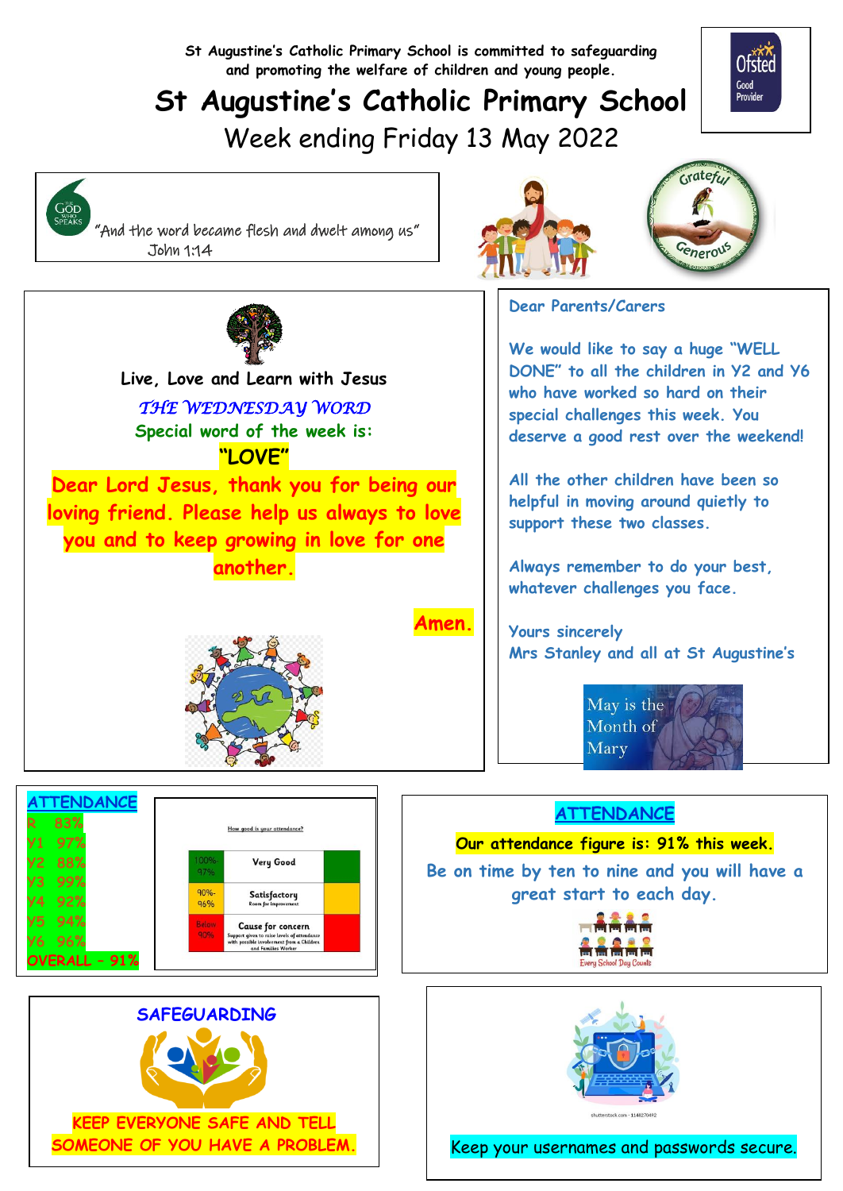St Augustine's Catholic Primary School is committed to safeguarding and promoting the welfare of children and young people.

# St Augustine's Catholic Primary School

Week ending Friday 13 May 2022

Ofsted Good Provider

"And the word became flesh and dwelt among us"
John 1:14

Grateful Generous

Live, Love and Learn with Jesus

*THE WEDNESDAY WORD*

Special word of the week is:

**"LOVE"**

Dear Lord Jesus, thank you for being our loving friend. Please help us always to love you and to keep growing in love for one another.

Amen.

Dear Parents/Carers

We would like to say a huge "WELL DONE" to all the children in Y2 and Y6 who have worked so hard on their special challenges this week. You deserve a good rest over the weekend!

All the other children have been so helpful in moving around quietly to support these two classes.

Always remember to do your best, whatever challenges you face.

Yours sincerely
Mrs Stanley and all at St Augustine's

May is the Month of Mary

## ATTENDANCE

- R 83%
- Y1 97%
- Y2 88%
- Y3 99%
- Y4 92%
- Y5 94%
- Y6 96%
- OVERALL – 91%

How good is your attendance?

| | | |
|---|---|---|
| 100%-97% | Very Good | |
| 90%-96% | Satisfactory<br>Room for improvement | |
| Below 90% | Cause for concern<br>Support given to raise levels of attendance with possible involvement from a Children and Families Worker | |

## ATTENDANCE

Our attendance figure is: 91% this week.

Be on time by ten to nine and you will have a great start to each day.

Every School Day Counts

## SAFEGUARDING

KEEP EVERYONE SAFE AND TELL SOMEONE OF YOU HAVE A PROBLEM.

Keep your usernames and passwords secure.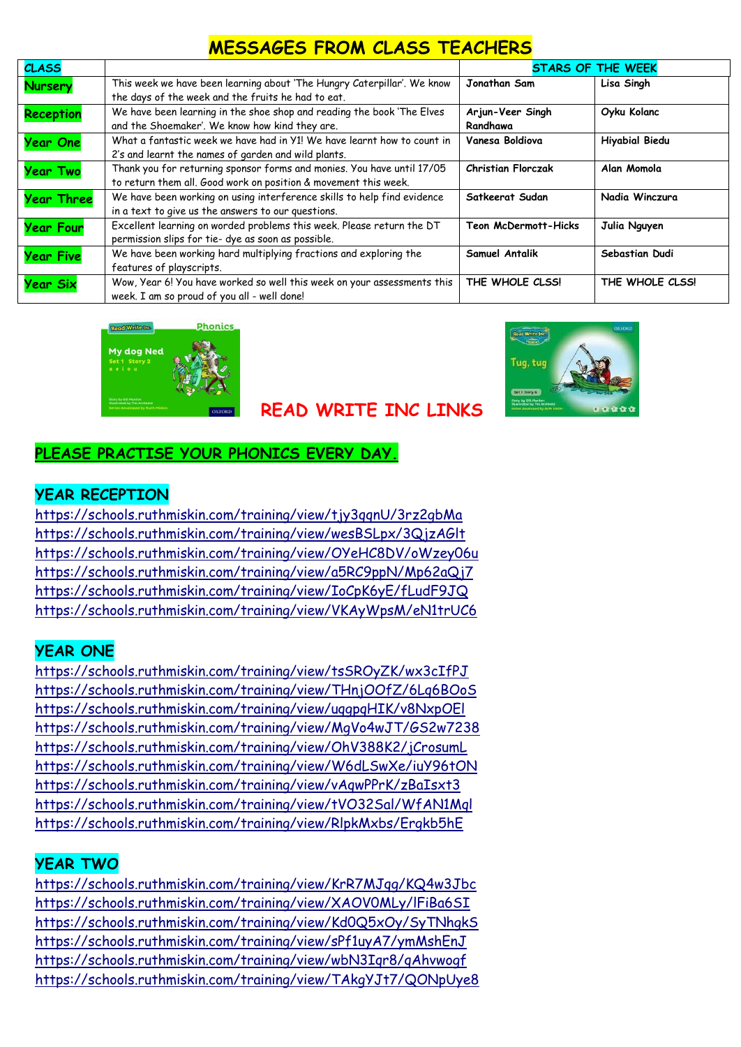# MESSAGES FROM CLASS TEACHERS

| CLASS | | STARS OF THE WEEK | |
|---|---|---|---|
| Nursery | This week we have been learning about 'The Hungry Caterpillar'. We know the days of the week and the fruits he had to eat. | Jonathan Sam | Lisa Singh |
| Reception | We have been learning in the shoe shop and reading the book 'The Elves and the Shoemaker'. We know how kind they are. | Arjun-Veer Singh Randhawa | Oyku Kolanc |
| Year One | What a fantastic week we have had in Y1! We have learnt how to count in 2's and learnt the names of garden and wild plants. | Vanesa Boldiova | Hiyabial Biedu |
| Year Two | Thank you for returning sponsor forms and monies. You have until 17/05 to return them all. Good work on position & movement this week. | Christian Florczak | Alan Momola |
| Year Three | We have been working on using interference skills to help find evidence in a text to give us the answers to our questions. | Satkeerat Sudan | Nadia Winczura |
| Year Four | Excellent learning on worded problems this week. Please return the DT permission slips for tie- dye as soon as possible. | Teon McDermott-Hicks | Julia Nguyen |
| Year Five | We have been working hard multiplying fractions and exploring the features of playscripts. | Samuel Antalik | Sebastian Dudi |
| Year Six | Wow, Year 6! You have worked so well this week on your assessments this week. I am so proud of you all - well done! | THE WHOLE CLSS! | THE WHOLE CLSS! |

## READ WRITE INC LINKS

**PLEASE PRACTISE YOUR PHONICS EVERY DAY.**

### YEAR RECEPTION

https://schools.ruthmiskin.com/training/view/tjy3qqnU/3rz2gbMa
https://schools.ruthmiskin.com/training/view/wesBSLpx/3QjzAGlt
https://schools.ruthmiskin.com/training/view/OYeHC8DV/oWzey06u
https://schools.ruthmiskin.com/training/view/a5RC9ppN/Mp62aQj7
https://schools.ruthmiskin.com/training/view/IoCpK6yE/fLudF9JQ
https://schools.ruthmiskin.com/training/view/VKAyWpsM/eN1trUC6

### YEAR ONE

https://schools.ruthmiskin.com/training/view/tsSROyZK/wx3cIfPJ
https://schools.ruthmiskin.com/training/view/THnjOOfZ/6Lq6BOoS
https://schools.ruthmiskin.com/training/view/uqqpqHIK/v8NxpOEl
https://schools.ruthmiskin.com/training/view/MgVo4wJT/GS2w7238
https://schools.ruthmiskin.com/training/view/OhV388K2/jCrosumL
https://schools.ruthmiskin.com/training/view/W6dLSwXe/iuY96tON
https://schools.ruthmiskin.com/training/view/vAqwPPrK/zBaIsxt3
https://schools.ruthmiskin.com/training/view/tVO32Sal/WfAN1Mql
https://schools.ruthmiskin.com/training/view/RlpkMxbs/Ergkb5hE

### YEAR TWO

https://schools.ruthmiskin.com/training/view/KrR7MJqg/KQ4w3Jbc
https://schools.ruthmiskin.com/training/view/XAOV0MLy/lFiBa6SI
https://schools.ruthmiskin.com/training/view/Kd0Q5xOy/SyTNhgkS
https://schools.ruthmiskin.com/training/view/sPf1uyA7/ymMshEnJ
https://schools.ruthmiskin.com/training/view/wbN3Iqr8/qAhvwogf
https://schools.ruthmiskin.com/training/view/TAkgYJt7/QONpUye8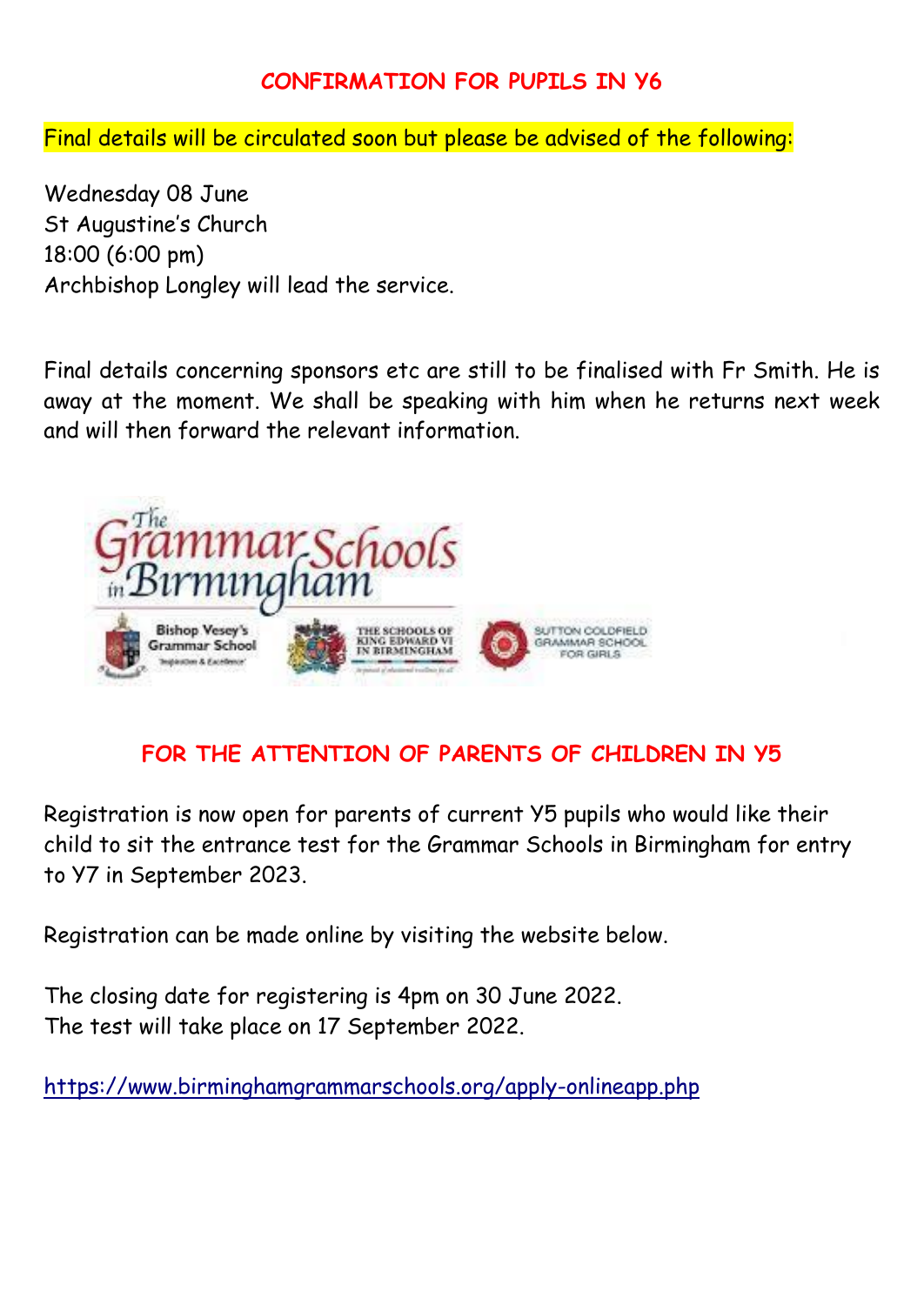## CONFIRMATION FOR PUPILS IN Y6

Final details will be circulated soon but please be advised of the following:

Wednesday 08 June
St Augustine's Church
18:00 (6:00 pm)
Archbishop Longley will lead the service.

Final details concerning sponsors etc are still to be finalised with Fr Smith. He is away at the moment. We shall be speaking with him when he returns next week and will then forward the relevant information.

The Grammar Schools in Birmingham

Bishop Vesey's Grammar School
'Inspiration & Excellence'

THE SCHOOLS OF KING EDWARD VI IN BIRMINGHAM

SUTTON COLDFIELD GRAMMAR SCHOOL FOR GIRLS

## FOR THE ATTENTION OF PARENTS OF CHILDREN IN Y5

Registration is now open for parents of current Y5 pupils who would like their child to sit the entrance test for the Grammar Schools in Birmingham for entry to Y7 in September 2023.

Registration can be made online by visiting the website below.

The closing date for registering is 4pm on 30 June 2022.
The test will take place on 17 September 2022.

https://www.birminghamgrammarschools.org/apply-onlineapp.php